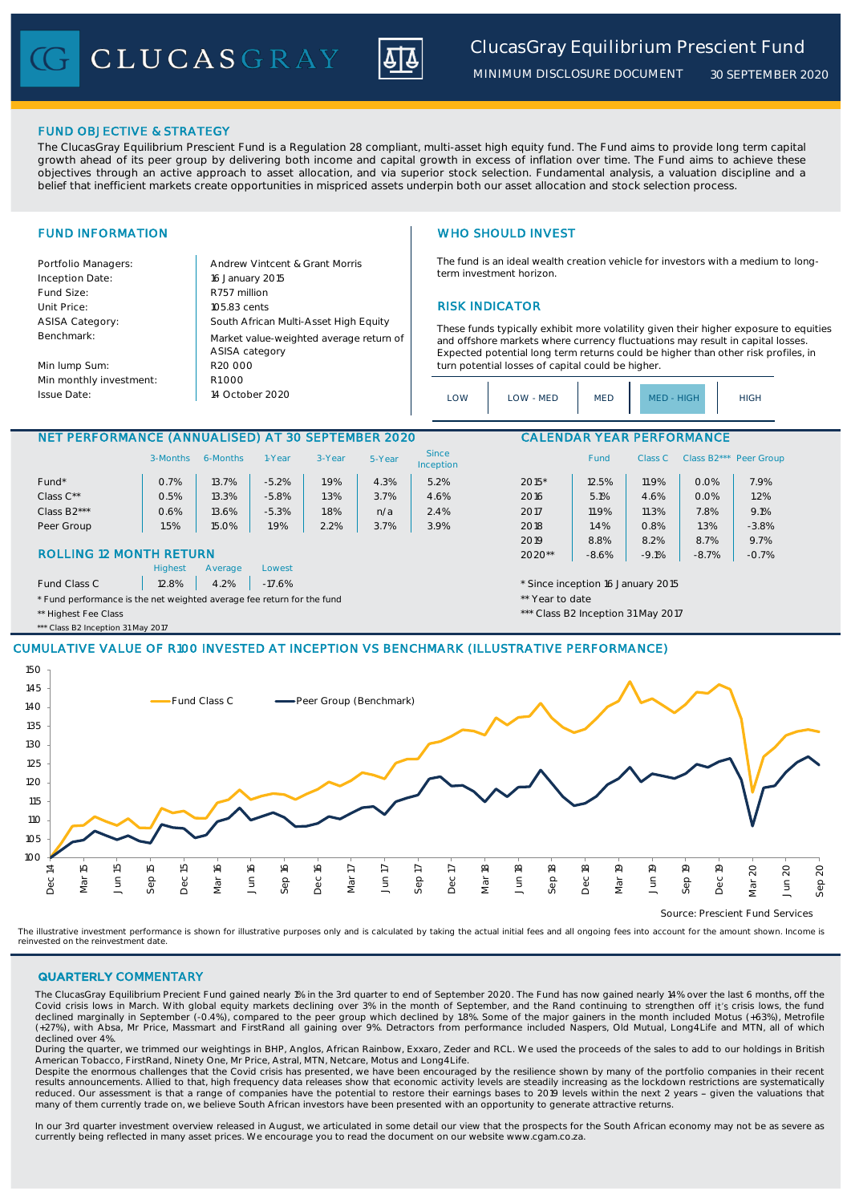# ClucasGray Equilibrium Prescient Fund

MINIMUM DISCLOSURE DOCUMENT 30 SEPTEMBER 2020

## FUND OBJECTIVE & STRATEGY

The ClucasGray Equilibrium Prescient Fund is a Regulation 28 compliant, multi-asset high equity fund. The Fund aims to provide long term capital growth ahead of its peer group by delivering both income and capital growth in excess of inflation over time. The Fund aims to achieve these objectives through an active approach to asset allocation, and via superior stock selection. Fundamental analysis, a valuation discipline and a belief that inefficient markets create opportunities in mispriced assets underpin both our asset allocation and stock selection process.

## FUND INFORMATION

| | |
|---|---|
| Portfolio Managers: | Andrew Vintcent & Grant Morris |
| Inception Date: | 16 January 2015 |
| Fund Size: | R757 million |
| Unit Price: | 105.83 cents |
| ASISA Category: | South African Multi-Asset High Equity |
| Benchmark: | Market value-weighted average return of ASISA category |
| Min lump Sum: | R20 000 |
| Min monthly investment: | R1000 |
| Issue Date: | 14 October 2020 |

## WHO SHOULD INVEST

The fund is an ideal wealth creation vehicle for investors with a medium to long-term investment horizon.

## RISK INDICATOR

These funds typically exhibit more volatility given their higher exposure to equities and offshore markets where currency fluctuations may result in capital losses. Expected potential long term returns could be higher than other risk profiles, in turn potential losses of capital could be higher.

LOW | LOW - MED | MED | **MED - HIGH** | HIGH

## NET PERFORMANCE (ANNUALISED) AT 30 SEPTEMBER 2020

| | 3-Months | 6-Months | 1-Year | 3-Year | 5-Year | Since Inception |
|---|---|---|---|---|---|---|
| Fund* | 0.7% | 13.7% | -5.2% | 1.9% | 4.3% | 5.2% |
| Class C** | 0.5% | 13.3% | -5.8% | 1.3% | 3.7% | 4.6% |
| Class B2*** | 0.6% | 13.6% | -5.3% | 1.8% | n/a | 2.4% |
| Peer Group | 1.5% | 15.0% | 1.9% | 2.2% | 3.7% | 3.9% |

## ROLLING 12 MONTH RETURN

| | Highest | Average | Lowest |
|---|---|---|---|
| Fund Class C | 12.8% | 4.2% | -17.6% |

\* Fund performance is the net weighted average fee return for the fund

\*\* Highest Fee Class

\*\*\* Class B2 Inception 31 May 2017

## CALENDAR YEAR PERFORMANCE

| | Fund | Class C | Class B2*** | Peer Group |
|---|---|---|---|---|
| 2015* | 12.5% | 11.9% | 0.0% | 7.9% |
| 2016 | 5.1% | 4.6% | 0.0% | 1.2% |
| 2017 | 11.9% | 11.3% | 7.8% | 9.1% |
| 2018 | 1.4% | 0.8% | 1.3% | -3.8% |
| 2019 | 8.8% | 8.2% | 8.7% | 9.7% |
| 2020** | -8.6% | -9.1% | -8.7% | -0.7% |

\* Since inception 16 January 2015

\*\* Year to date

\*\*\* Class B2 Inception 31 May 2017

## CUMULATIVE VALUE OF R100 INVESTED AT INCEPTION VS BENCHMARK (ILLUSTRATIVE PERFORMANCE)

Fund Class C — Peer Group (Benchmark)

Source: Prescient Fund Services

The illustrative investment performance is shown for illustrative purposes only and is calculated by taking the actual initial fees and all ongoing fees into account for the amount shown. Income is reinvested on the reinvestment date.

## QUARTERLY COMMENTARY

The ClucasGray Equilibrium Precient Fund gained nearly 1% in the 3rd quarter to end of September 2020. The Fund has now gained nearly 14% over the last 6 months, off the Covid crisis lows in March. With global equity markets declining over 3% in the month of September, and the Rand continuing to strengthen off it's crisis lows, the fund declined marginally in September (-0.4%), compared to the peer group which declined by 1.8%. Some of the major gainers in the month included Motus (+63%), Metrofile (+27%), with Absa, Mr Price, Massmart and FirstRand all gaining over 9%. Detractors from performance included Naspers, Old Mutual, Long4Life and MTN, all of which declined over 4%.

During the quarter, we trimmed our weightings in BHP, Anglos, African Rainbow, Exxaro, Zeder and RCL. We used the proceeds of the sales to add to our holdings in British American Tobacco, FirstRand, Ninety One, Mr Price, Astral, MTN, Netcare, Motus and Long4Life.

Despite the enormous challenges that the Covid crisis has presented, we have been encouraged by the resilience shown by many of the portfolio companies in their recent results announcements. Allied to that, high frequency data releases show that economic activity levels are steadily increasing as the lockdown restrictions are systematically reduced. Our assessment is that a range of companies have the potential to restore their earnings bases to 2019 levels within the next 2 years – given the valuations that many of them currently trade on, we believe South African investors have been presented with an opportunity to generate attractive returns.

In our 3rd quarter investment overview released in August, we articulated in some detail our view that the prospects for the South African economy may not be as severe as currently being reflected in many asset prices. We encourage you to read the document on our website www.cgam.co.za.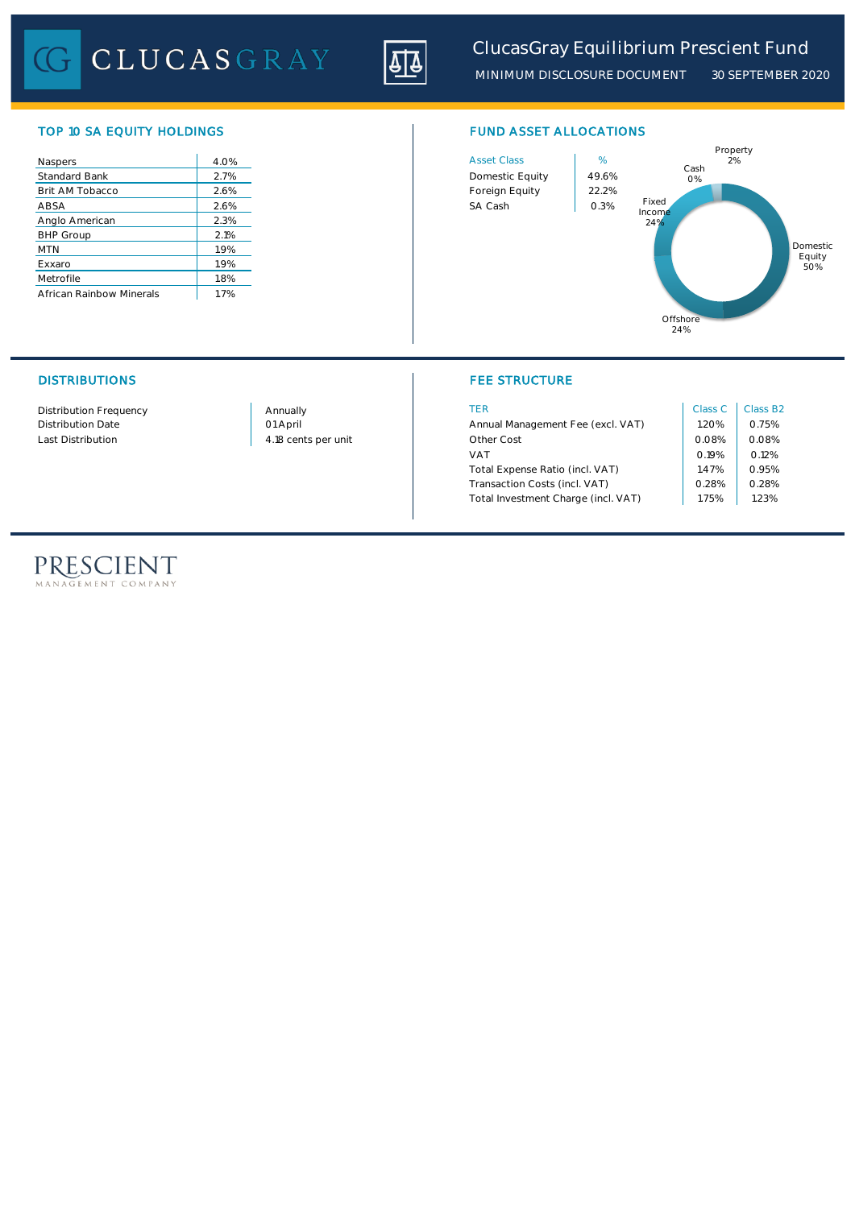# ClucasGray Equilibrium Prescient Fund

MINIMUM DISCLOSURE DOCUMENT 30 SEPTEMBER 2020

## TOP 10 SA EQUITY HOLDINGS

| Holding | % |
|---|---|
| Naspers | 4.0% |
| Standard Bank | 2.7% |
| Brit AM Tobacco | 2.6% |
| ABSA | 2.6% |
| Anglo American | 2.3% |
| BHP Group | 2.1% |
| MTN | 1.9% |
| Exxaro | 1.9% |
| Metrofile | 1.8% |
| African Rainbow Minerals | 1.7% |

## FUND ASSET ALLOCATIONS

| Asset Class | % |
|---|---|
| Domestic Equity | 49.6% |
| Foreign Equity | 22.2% |
| SA Cash | 0.3% |

Property 2%, Cash 0%, Fixed Income 24%, Domestic Equity 50%, Offshore 24%

## DISTRIBUTIONS

| | |
|---|---|
| Distribution Frequency | Annually |
| Distribution Date | 01 April |
| Last Distribution | 4.18 cents per unit |

## FEE STRUCTURE

| TER | Class C | Class B2 |
|---|---|---|
| Annual Management Fee (excl. VAT) | 1.20% | 0.75% |
| Other Cost | 0.08% | 0.08% |
| VAT | 0.19% | 0.12% |
| Total Expense Ratio (incl. VAT) | 1.47% | 0.95% |
| Transaction Costs (incl. VAT) | 0.28% | 0.28% |
| Total Investment Charge (incl. VAT) | 1.75% | 1.23% |

PRESCIENT MANAGEMENT COMPANY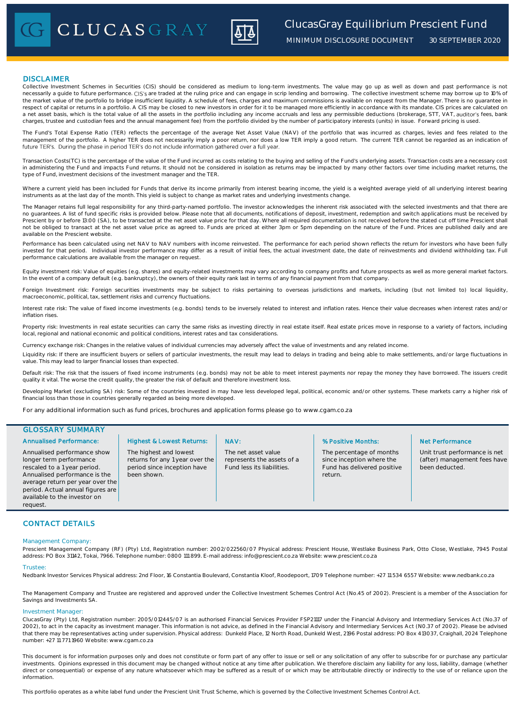## DISCLAIMER

Collective Investment Schemes in Securities (CIS) should be considered as medium to long-term investments. The value may go up as well as down and past performance is not necessarily a guide to future performance. CIS's are traded at the ruling price and can engage in scrip lending and borrowing. The collective investment scheme may borrow up to 10% of the market value of the portfolio to bridge insufficient liquidity. A schedule of fees, charges and maximum commissions is available on request from the Manager. There is no guarantee in respect of capital or returns in a portfolio. A CIS may be closed to new investors in order for it to be managed more efficiently in accordance with its mandate. CIS prices are calculated on a net asset basis, which is the total value of all the assets in the portfolio including any income accruals and less any permissible deductions (brokerage, STT, VAT, auditor's fees, bank charges, trustee and custodian fees and the annual management fee) from the portfolio divided by the number of participatory interests (units) in issue. Forward pricing is used.

The Fund's Total Expense Ratio (TER) reflects the percentage of the average Net Asset Value (NAV) of the portfolio that was incurred as charges, levies and fees related to the management of the portfolio. A higher TER does not necessarily imply a poor return, nor does a low TER imply a good return. The current TER cannot be regarded as an indication of future TER's. During the phase in period TER's do not include information gathered over a full year.

Transaction Costs(TC) is the percentage of the value of the Fund incurred as costs relating to the buying and selling of the Fund's underlying assets. Transaction costs are a necessary cost in administering the Fund and impacts Fund returns. It should not be considered in isolation as returns may be impacted by many other factors over time including market returns, the type of Fund, investment decisions of the investment manager and the TER.

Where a current yield has been included for Funds that derive its income primarily from interest bearing income, the yield is a weighted average yield of all underlying interest bearing instruments as at the last day of the month. This yield is subject to change as market rates and underlying investments change.

The Manager retains full legal responsibility for any third-party-named portfolio. The investor acknowledges the inherent risk associated with the selected investments and that there are no guarantees. A list of fund specific risks is provided below. Please note that all documents, notifications of deposit, investment, redemption and switch applications must be received by Prescient by or before 13:00 (SA), to be transacted at the net asset value price for that day. Where all required documentation is not received before the stated cut off time Prescient shall not be obliged to transact at the net asset value price as agreed to. Funds are priced at either 3pm or 5pm depending on the nature of the Fund. Prices are published daily and are available on the Prescient website.

Performance has been calculated using net NAV to NAV numbers with income reinvested. The performance for each period shown reflects the return for investors who have been fully invested for that period. Individual investor performance may differ as a result of initial fees, the actual investment date, the date of reinvestments and dividend withholding tax. Full performance calculations are available from the manager on request.

Equity investment risk: Value of equities (e.g. shares) and equity-related investments may vary according to company profits and future prospects as well as more general market factors. In the event of a company default (e.g. bankruptcy), the owners of their equity rank last in terms of any financial payment from that company.

Foreign Investment risk: Foreign securities investments may be subject to risks pertaining to overseas jurisdictions and markets, including (but not limited to) local liquidity, macroeconomic, political, tax, settlement risks and currency fluctuations.

Interest rate risk: The value of fixed income investments (e.g. bonds) tends to be inversely related to interest and inflation rates. Hence their value decreases when interest rates and/or inflation rises.

Property risk: Investments in real estate securities can carry the same risks as investing directly in real estate itself. Real estate prices move in response to a variety of factors, including local, regional and national economic and political conditions, interest rates and tax considerations.

Currency exchange risk: Changes in the relative values of individual currencies may adversely affect the value of investments and any related income.

Liquidity risk: If there are insufficient buyers or sellers of particular investments, the result may lead to delays in trading and being able to make settlements, and/or large fluctuations in value. This may lead to larger financial losses than expected.

Default risk: The risk that the issuers of fixed income instruments (e.g. bonds) may not be able to meet interest payments nor repay the money they have borrowed. The issuers credit quality it vital. The worse the credit quality, the greater the risk of default and therefore investment loss.

Developing Market (excluding SA) risk: Some of the countries invested in may have less developed legal, political, economic and/or other systems. These markets carry a higher risk of financial loss than those in countries generally regarded as being more developed.

For any additional information such as fund prices, brochures and application forms please go to www.cgam.co.za

## GLOSSARY SUMMARY

**Annualised Performance:** Annualised performance show longer term performance rescaled to a 1 year period. Annualised performance is the average return per year over the period. Actual annual figures are available to the investor on request.

**Highest & Lowest Returns:** The highest and lowest returns for any 1 year over the period since inception have been shown.

**NAV:** The net asset value represents the assets of a Fund less its liabilities.

**% Positive Months:** The percentage of months since inception where the Fund has delivered positive return.

**Net Performance:** Unit trust performance is net (after) management fees have been deducted.

## CONTACT DETAILS

### Management Company:

Prescient Management Company (RF) (Pty) Ltd, Registration number: 2002/022560/07 Physical address: Prescient House, Westlake Business Park, Otto Close, Westlake, 7945 Postal address: PO Box 31142, Tokai, 7966. Telephone number: 0800 111 899. E-mail address: info@prescient.co.za Website: www.prescient.co.za

### Trustee:

Nedbank Investor Services Physical address: 2nd Floor, 16 Constantia Boulevard, Constantia Kloof, Roodepoort, 1709 Telephone number: +27 11 534 6557 Website: www.nedbank.co.za

The Management Company and Trustee are registered and approved under the Collective Investment Schemes Control Act (No.45 of 2002). Prescient is a member of the Association for Savings and Investments SA.

### Investment Manager:

ClucasGray (Pty) Ltd, Registration number: 2005/012445/07 is an authorised Financial Services Provider FSP21117 under the Financial Advisory and Intermediary Services Act (No.37 of 2002), to act in the capacity as investment manager. This information is not advice, as defined in the Financial Advisory and Intermediary Services Act (N0.37 of 2002). Please be advised that there may be representatives acting under supervision. Physical address: Dunkeld Place, 12 North Road, Dunkeld West, 2196 Postal address: PO Box 413037, Craighall, 2024 Telephone number: +27 11 771 1960 Website: www.cgam.co.za

This document is for information purposes only and does not constitute or form part of any offer to issue or sell or any solicitation of any offer to subscribe for or purchase any particular investments. Opinions expressed in this document may be changed without notice at any time after publication. We therefore disclaim any liability for any loss, liability, damage (whether direct or consequential) or expense of any nature whatsoever which may be suffered as a result of or which may be attributable directly or indirectly to the use of or reliance upon the information.

This portfolio operates as a white label fund under the Prescient Unit Trust Scheme, which is governed by the Collective Investment Schemes Control Act.